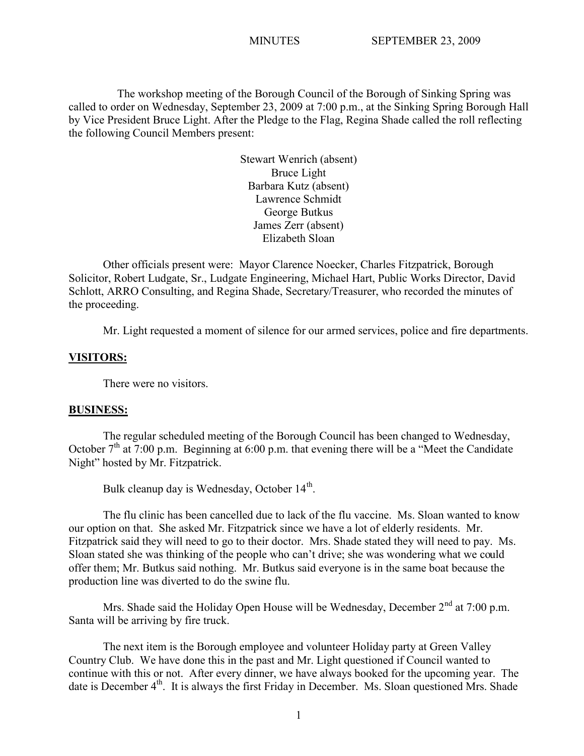The workshop meeting of the Borough Council of the Borough of Sinking Spring was called to order on Wednesday, September 23, 2009 at 7:00 p.m., at the Sinking Spring Borough Hall by Vice President Bruce Light. After the Pledge to the Flag, Regina Shade called the roll reflecting the following Council Members present:

Stewart Wenrich (absent)
Bruce Light
Barbara Kutz (absent)
Lawrence Schmidt
George Butkus
James Zerr (absent)
Elizabeth Sloan

Other officials present were: Mayor Clarence Noecker, Charles Fitzpatrick, Borough Solicitor, Robert Ludgate, Sr., Ludgate Engineering, Michael Hart, Public Works Director, David Schlott, ARRO Consulting, and Regina Shade, Secretary/Treasurer, who recorded the minutes of the proceeding.

Mr. Light requested a moment of silence for our armed services, police and fire departments.

**VISITORS:**

There were no visitors.

**BUSINESS:**

The regular scheduled meeting of the Borough Council has been changed to Wednesday, October 7th at 7:00 p.m. Beginning at 6:00 p.m. that evening there will be a "Meet the Candidate Night" hosted by Mr. Fitzpatrick.

Bulk cleanup day is Wednesday, October 14th.

The flu clinic has been cancelled due to lack of the flu vaccine. Ms. Sloan wanted to know our option on that. She asked Mr. Fitzpatrick since we have a lot of elderly residents. Mr. Fitzpatrick said they will need to go to their doctor. Mrs. Shade stated they will need to pay. Ms. Sloan stated she was thinking of the people who can't drive; she was wondering what we could offer them; Mr. Butkus said nothing. Mr. Butkus said everyone is in the same boat because the production line was diverted to do the swine flu.

Mrs. Shade said the Holiday Open House will be Wednesday, December 2nd at 7:00 p.m. Santa will be arriving by fire truck.

The next item is the Borough employee and volunteer Holiday party at Green Valley Country Club. We have done this in the past and Mr. Light questioned if Council wanted to continue with this or not. After every dinner, we have always booked for the upcoming year. The date is December 4th. It is always the first Friday in December. Ms. Sloan questioned Mrs. Shade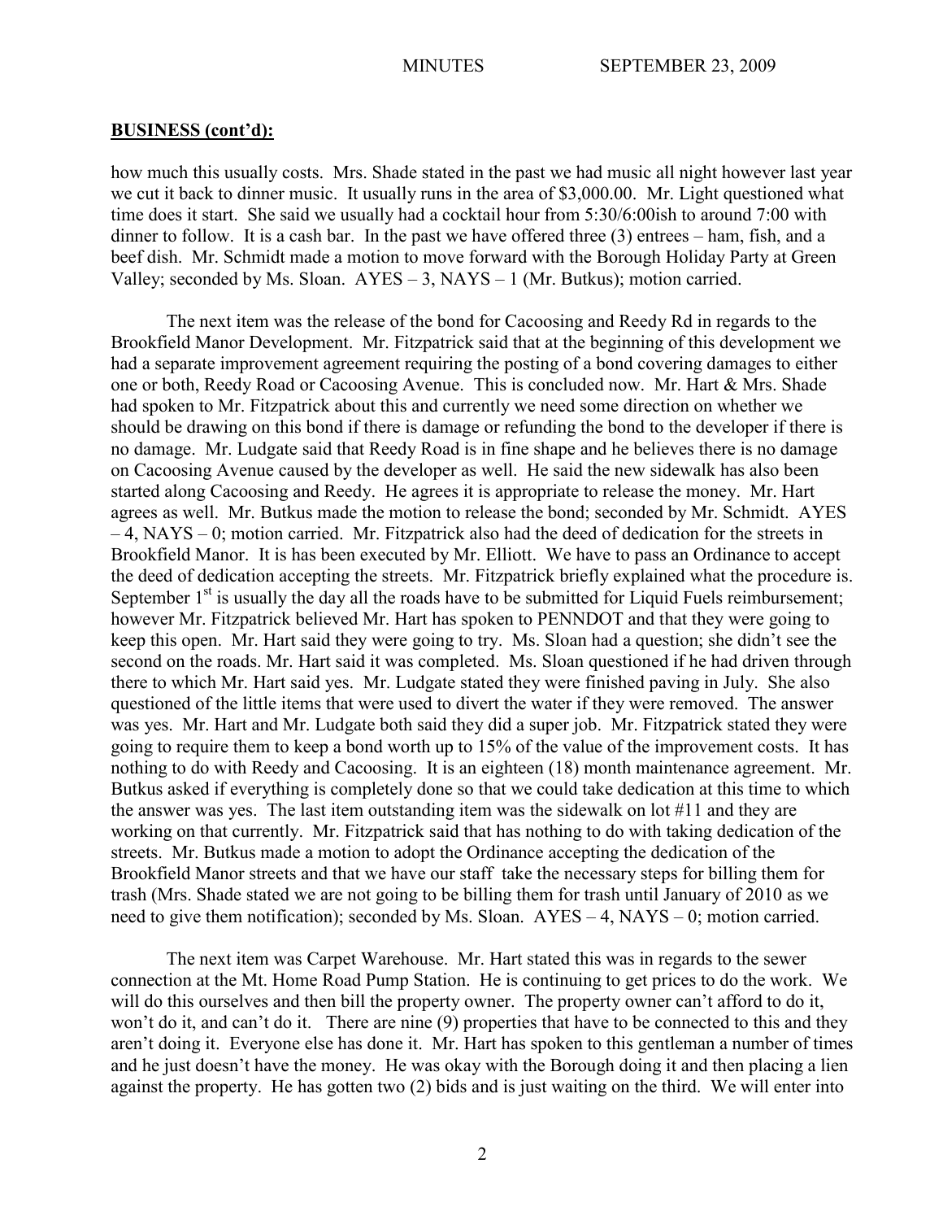**BUSINESS (cont'd):**

how much this usually costs. Mrs. Shade stated in the past we had music all night however last year we cut it back to dinner music. It usually runs in the area of $3,000.00. Mr. Light questioned what time does it start. She said we usually had a cocktail hour from 5:30/6:00ish to around 7:00 with dinner to follow. It is a cash bar. In the past we have offered three (3) entrees – ham, fish, and a beef dish. Mr. Schmidt made a motion to move forward with the Borough Holiday Party at Green Valley; seconded by Ms. Sloan. AYES – 3, NAYS – 1 (Mr. Butkus); motion carried.

The next item was the release of the bond for Cacoosing and Reedy Rd in regards to the Brookfield Manor Development. Mr. Fitzpatrick said that at the beginning of this development we had a separate improvement agreement requiring the posting of a bond covering damages to either one or both, Reedy Road or Cacoosing Avenue. This is concluded now. Mr. Hart & Mrs. Shade had spoken to Mr. Fitzpatrick about this and currently we need some direction on whether we should be drawing on this bond if there is damage or refunding the bond to the developer if there is no damage. Mr. Ludgate said that Reedy Road is in fine shape and he believes there is no damage on Cacoosing Avenue caused by the developer as well. He said the new sidewalk has also been started along Cacoosing and Reedy. He agrees it is appropriate to release the money. Mr. Hart agrees as well. Mr. Butkus made the motion to release the bond; seconded by Mr. Schmidt. AYES – 4, NAYS – 0; motion carried. Mr. Fitzpatrick also had the deed of dedication for the streets in Brookfield Manor. It is has been executed by Mr. Elliott. We have to pass an Ordinance to accept the deed of dedication accepting the streets. Mr. Fitzpatrick briefly explained what the procedure is. September 1st is usually the day all the roads have to be submitted for Liquid Fuels reimbursement; however Mr. Fitzpatrick believed Mr. Hart has spoken to PENNDOT and that they were going to keep this open. Mr. Hart said they were going to try. Ms. Sloan had a question; she didn't see the second on the roads. Mr. Hart said it was completed. Ms. Sloan questioned if he had driven through there to which Mr. Hart said yes. Mr. Ludgate stated they were finished paving in July. She also questioned of the little items that were used to divert the water if they were removed. The answer was yes. Mr. Hart and Mr. Ludgate both said they did a super job. Mr. Fitzpatrick stated they were going to require them to keep a bond worth up to 15% of the value of the improvement costs. It has nothing to do with Reedy and Cacoosing. It is an eighteen (18) month maintenance agreement. Mr. Butkus asked if everything is completely done so that we could take dedication at this time to which the answer was yes. The last item outstanding item was the sidewalk on lot #11 and they are working on that currently. Mr. Fitzpatrick said that has nothing to do with taking dedication of the streets. Mr. Butkus made a motion to adopt the Ordinance accepting the dedication of the Brookfield Manor streets and that we have our staff take the necessary steps for billing them for trash (Mrs. Shade stated we are not going to be billing them for trash until January of 2010 as we need to give them notification); seconded by Ms. Sloan. AYES – 4, NAYS – 0; motion carried.

The next item was Carpet Warehouse. Mr. Hart stated this was in regards to the sewer connection at the Mt. Home Road Pump Station. He is continuing to get prices to do the work. We will do this ourselves and then bill the property owner. The property owner can't afford to do it, won't do it, and can't do it. There are nine (9) properties that have to be connected to this and they aren't doing it. Everyone else has done it. Mr. Hart has spoken to this gentleman a number of times and he just doesn't have the money. He was okay with the Borough doing it and then placing a lien against the property. He has gotten two (2) bids and is just waiting on the third. We will enter into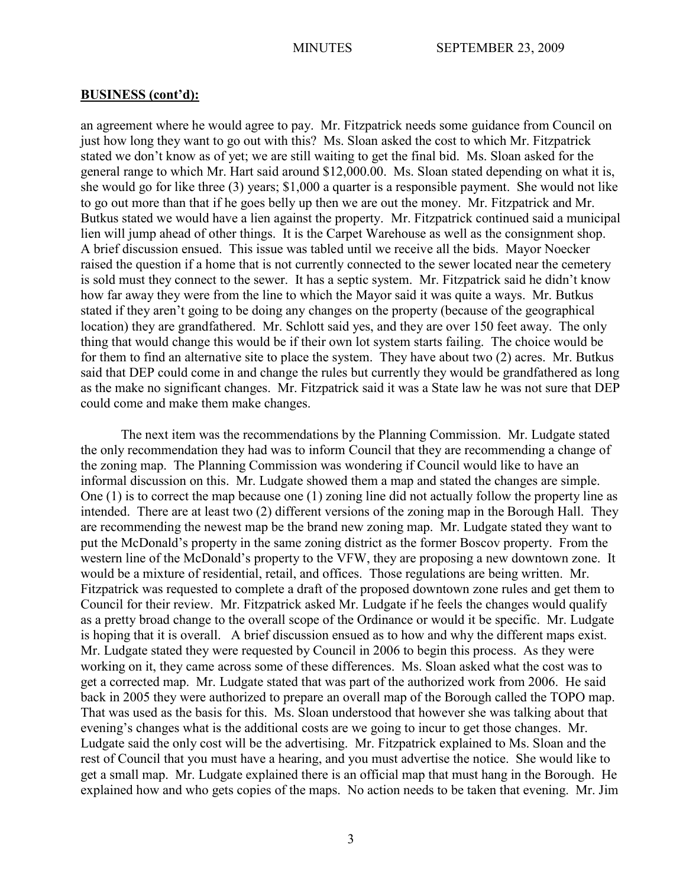**BUSINESS (cont'd):**

an agreement where he would agree to pay. Mr. Fitzpatrick needs some guidance from Council on just how long they want to go out with this? Ms. Sloan asked the cost to which Mr. Fitzpatrick stated we don't know as of yet; we are still waiting to get the final bid. Ms. Sloan asked for the general range to which Mr. Hart said around $12,000.00. Ms. Sloan stated depending on what it is, she would go for like three (3) years; $1,000 a quarter is a responsible payment. She would not like to go out more than that if he goes belly up then we are out the money. Mr. Fitzpatrick and Mr. Butkus stated we would have a lien against the property. Mr. Fitzpatrick continued said a municipal lien will jump ahead of other things. It is the Carpet Warehouse as well as the consignment shop. A brief discussion ensued. This issue was tabled until we receive all the bids. Mayor Noecker raised the question if a home that is not currently connected to the sewer located near the cemetery is sold must they connect to the sewer. It has a septic system. Mr. Fitzpatrick said he didn't know how far away they were from the line to which the Mayor said it was quite a ways. Mr. Butkus stated if they aren't going to be doing any changes on the property (because of the geographical location) they are grandfathered. Mr. Schlott said yes, and they are over 150 feet away. The only thing that would change this would be if their own lot system starts failing. The choice would be for them to find an alternative site to place the system. They have about two (2) acres. Mr. Butkus said that DEP could come in and change the rules but currently they would be grandfathered as long as the make no significant changes. Mr. Fitzpatrick said it was a State law he was not sure that DEP could come and make them make changes.

The next item was the recommendations by the Planning Commission. Mr. Ludgate stated the only recommendation they had was to inform Council that they are recommending a change of the zoning map. The Planning Commission was wondering if Council would like to have an informal discussion on this. Mr. Ludgate showed them a map and stated the changes are simple. One (1) is to correct the map because one (1) zoning line did not actually follow the property line as intended. There are at least two (2) different versions of the zoning map in the Borough Hall. They are recommending the newest map be the brand new zoning map. Mr. Ludgate stated they want to put the McDonald's property in the same zoning district as the former Boscov property. From the western line of the McDonald's property to the VFW, they are proposing a new downtown zone. It would be a mixture of residential, retail, and offices. Those regulations are being written. Mr. Fitzpatrick was requested to complete a draft of the proposed downtown zone rules and get them to Council for their review. Mr. Fitzpatrick asked Mr. Ludgate if he feels the changes would qualify as a pretty broad change to the overall scope of the Ordinance or would it be specific. Mr. Ludgate is hoping that it is overall. A brief discussion ensued as to how and why the different maps exist. Mr. Ludgate stated they were requested by Council in 2006 to begin this process. As they were working on it, they came across some of these differences. Ms. Sloan asked what the cost was to get a corrected map. Mr. Ludgate stated that was part of the authorized work from 2006. He said back in 2005 they were authorized to prepare an overall map of the Borough called the TOPO map. That was used as the basis for this. Ms. Sloan understood that however she was talking about that evening's changes what is the additional costs are we going to incur to get those changes. Mr. Ludgate said the only cost will be the advertising. Mr. Fitzpatrick explained to Ms. Sloan and the rest of Council that you must have a hearing, and you must advertise the notice. She would like to get a small map. Mr. Ludgate explained there is an official map that must hang in the Borough. He explained how and who gets copies of the maps. No action needs to be taken that evening. Mr. Jim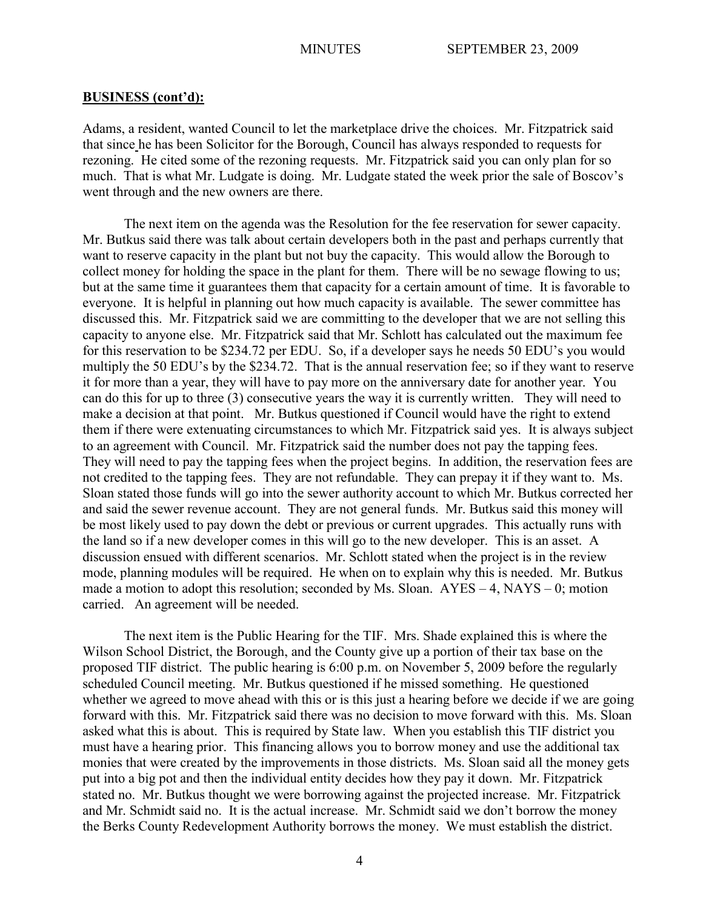**BUSINESS (cont'd):**

Adams, a resident, wanted Council to let the marketplace drive the choices. Mr. Fitzpatrick said that since he has been Solicitor for the Borough, Council has always responded to requests for rezoning. He cited some of the rezoning requests. Mr. Fitzpatrick said you can only plan for so much. That is what Mr. Ludgate is doing. Mr. Ludgate stated the week prior the sale of Boscov's went through and the new owners are there.

The next item on the agenda was the Resolution for the fee reservation for sewer capacity. Mr. Butkus said there was talk about certain developers both in the past and perhaps currently that want to reserve capacity in the plant but not buy the capacity. This would allow the Borough to collect money for holding the space in the plant for them. There will be no sewage flowing to us; but at the same time it guarantees them that capacity for a certain amount of time. It is favorable to everyone. It is helpful in planning out how much capacity is available. The sewer committee has discussed this. Mr. Fitzpatrick said we are committing to the developer that we are not selling this capacity to anyone else. Mr. Fitzpatrick said that Mr. Schlott has calculated out the maximum fee for this reservation to be $234.72 per EDU. So, if a developer says he needs 50 EDU's you would multiply the 50 EDU's by the $234.72. That is the annual reservation fee; so if they want to reserve it for more than a year, they will have to pay more on the anniversary date for another year. You can do this for up to three (3) consecutive years the way it is currently written. They will need to make a decision at that point. Mr. Butkus questioned if Council would have the right to extend them if there were extenuating circumstances to which Mr. Fitzpatrick said yes. It is always subject to an agreement with Council. Mr. Fitzpatrick said the number does not pay the tapping fees. They will need to pay the tapping fees when the project begins. In addition, the reservation fees are not credited to the tapping fees. They are not refundable. They can prepay it if they want to. Ms. Sloan stated those funds will go into the sewer authority account to which Mr. Butkus corrected her and said the sewer revenue account. They are not general funds. Mr. Butkus said this money will be most likely used to pay down the debt or previous or current upgrades. This actually runs with the land so if a new developer comes in this will go to the new developer. This is an asset. A discussion ensued with different scenarios. Mr. Schlott stated when the project is in the review mode, planning modules will be required. He when on to explain why this is needed. Mr. Butkus made a motion to adopt this resolution; seconded by Ms. Sloan. AYES – 4, NAYS – 0; motion carried. An agreement will be needed.

The next item is the Public Hearing for the TIF. Mrs. Shade explained this is where the Wilson School District, the Borough, and the County give up a portion of their tax base on the proposed TIF district. The public hearing is 6:00 p.m. on November 5, 2009 before the regularly scheduled Council meeting. Mr. Butkus questioned if he missed something. He questioned whether we agreed to move ahead with this or is this just a hearing before we decide if we are going forward with this. Mr. Fitzpatrick said there was no decision to move forward with this. Ms. Sloan asked what this is about. This is required by State law. When you establish this TIF district you must have a hearing prior. This financing allows you to borrow money and use the additional tax monies that were created by the improvements in those districts. Ms. Sloan said all the money gets put into a big pot and then the individual entity decides how they pay it down. Mr. Fitzpatrick stated no. Mr. Butkus thought we were borrowing against the projected increase. Mr. Fitzpatrick and Mr. Schmidt said no. It is the actual increase. Mr. Schmidt said we don't borrow the money the Berks County Redevelopment Authority borrows the money. We must establish the district.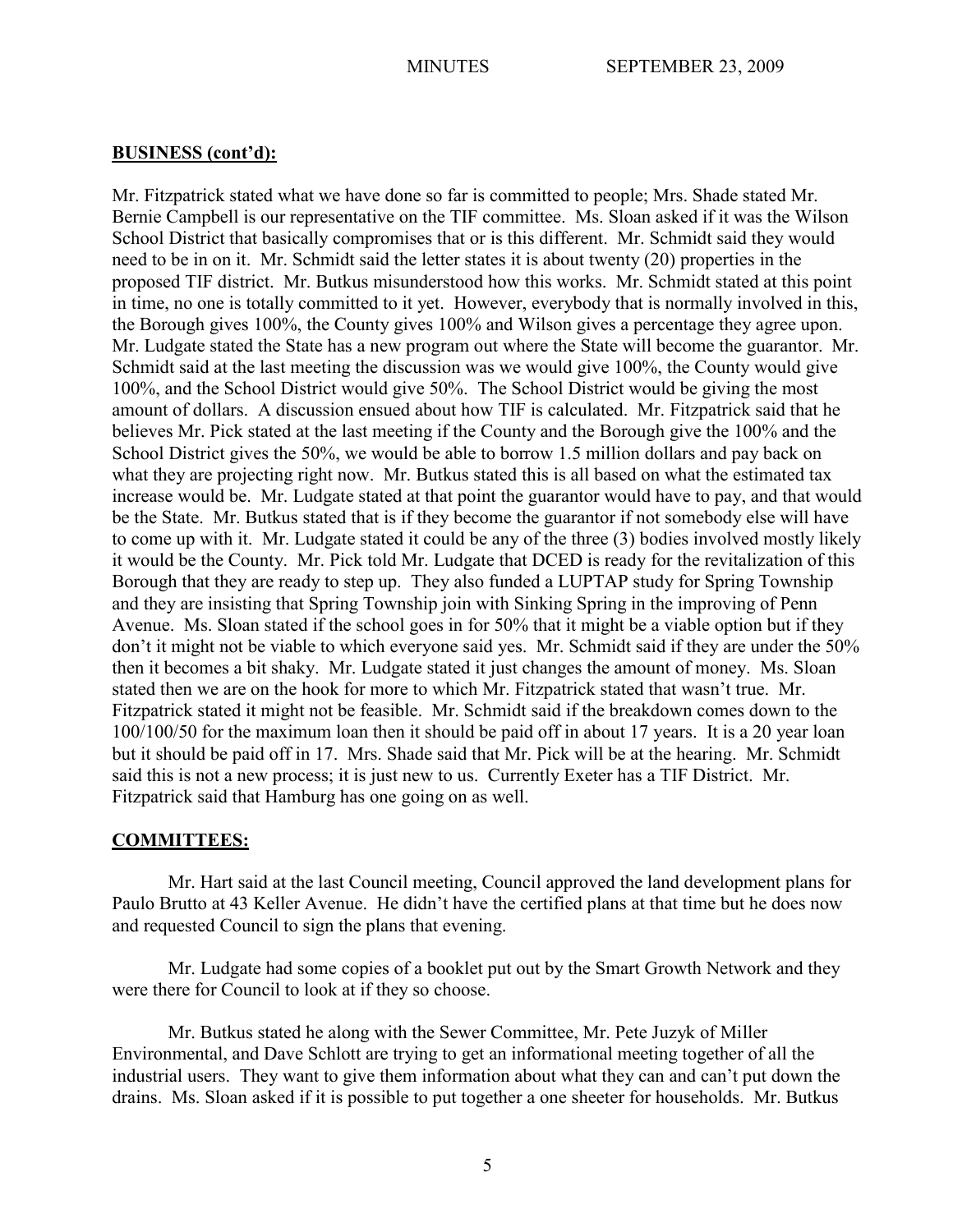**BUSINESS (cont'd):**

Mr. Fitzpatrick stated what we have done so far is committed to people; Mrs. Shade stated Mr. Bernie Campbell is our representative on the TIF committee. Ms. Sloan asked if it was the Wilson School District that basically compromises that or is this different. Mr. Schmidt said they would need to be in on it. Mr. Schmidt said the letter states it is about twenty (20) properties in the proposed TIF district. Mr. Butkus misunderstood how this works. Mr. Schmidt stated at this point in time, no one is totally committed to it yet. However, everybody that is normally involved in this, the Borough gives 100%, the County gives 100% and Wilson gives a percentage they agree upon. Mr. Ludgate stated the State has a new program out where the State will become the guarantor. Mr. Schmidt said at the last meeting the discussion was we would give 100%, the County would give 100%, and the School District would give 50%. The School District would be giving the most amount of dollars. A discussion ensued about how TIF is calculated. Mr. Fitzpatrick said that he believes Mr. Pick stated at the last meeting if the County and the Borough give the 100% and the School District gives the 50%, we would be able to borrow 1.5 million dollars and pay back on what they are projecting right now. Mr. Butkus stated this is all based on what the estimated tax increase would be. Mr. Ludgate stated at that point the guarantor would have to pay, and that would be the State. Mr. Butkus stated that is if they become the guarantor if not somebody else will have to come up with it. Mr. Ludgate stated it could be any of the three (3) bodies involved mostly likely it would be the County. Mr. Pick told Mr. Ludgate that DCED is ready for the revitalization of this Borough that they are ready to step up. They also funded a LUPTAP study for Spring Township and they are insisting that Spring Township join with Sinking Spring in the improving of Penn Avenue. Ms. Sloan stated if the school goes in for 50% that it might be a viable option but if they don't it might not be viable to which everyone said yes. Mr. Schmidt said if they are under the 50% then it becomes a bit shaky. Mr. Ludgate stated it just changes the amount of money. Ms. Sloan stated then we are on the hook for more to which Mr. Fitzpatrick stated that wasn't true. Mr. Fitzpatrick stated it might not be feasible. Mr. Schmidt said if the breakdown comes down to the 100/100/50 for the maximum loan then it should be paid off in about 17 years. It is a 20 year loan but it should be paid off in 17. Mrs. Shade said that Mr. Pick will be at the hearing. Mr. Schmidt said this is not a new process; it is just new to us. Currently Exeter has a TIF District. Mr. Fitzpatrick said that Hamburg has one going on as well.

**COMMITTEES:**

Mr. Hart said at the last Council meeting, Council approved the land development plans for Paulo Brutto at 43 Keller Avenue. He didn't have the certified plans at that time but he does now and requested Council to sign the plans that evening.

Mr. Ludgate had some copies of a booklet put out by the Smart Growth Network and they were there for Council to look at if they so choose.

Mr. Butkus stated he along with the Sewer Committee, Mr. Pete Juzyk of Miller Environmental, and Dave Schlott are trying to get an informational meeting together of all the industrial users. They want to give them information about what they can and can't put down the drains. Ms. Sloan asked if it is possible to put together a one sheeter for households. Mr. Butkus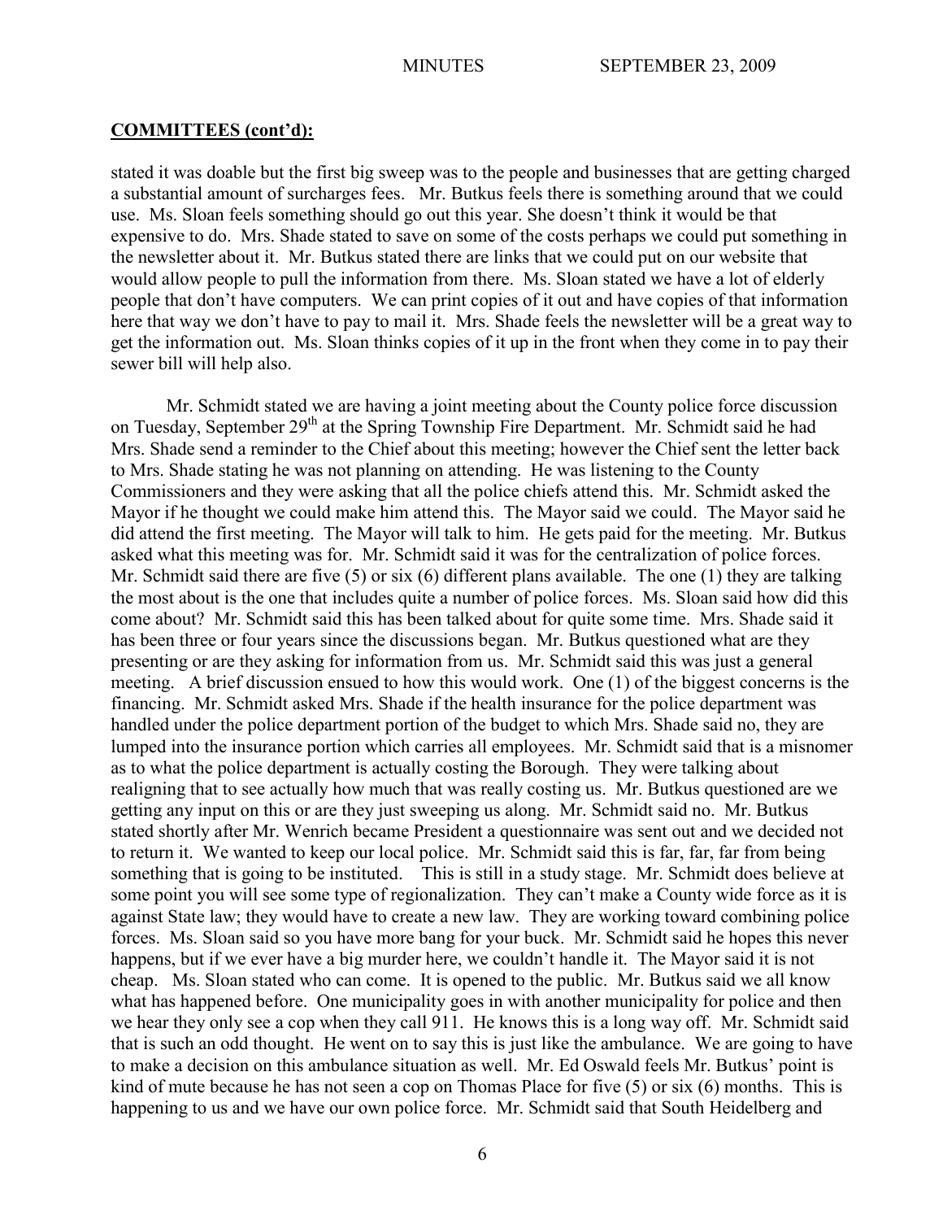**COMMITTEES (cont'd):**

stated it was doable but the first big sweep was to the people and businesses that are getting charged a substantial amount of surcharges fees. Mr. Butkus feels there is something around that we could use. Ms. Sloan feels something should go out this year. She doesn't think it would be that expensive to do. Mrs. Shade stated to save on some of the costs perhaps we could put something in the newsletter about it. Mr. Butkus stated there are links that we could put on our website that would allow people to pull the information from there. Ms. Sloan stated we have a lot of elderly people that don't have computers. We can print copies of it out and have copies of that information here that way we don't have to pay to mail it. Mrs. Shade feels the newsletter will be a great way to get the information out. Ms. Sloan thinks copies of it up in the front when they come in to pay their sewer bill will help also.

Mr. Schmidt stated we are having a joint meeting about the County police force discussion on Tuesday, September 29th at the Spring Township Fire Department. Mr. Schmidt said he had Mrs. Shade send a reminder to the Chief about this meeting; however the Chief sent the letter back to Mrs. Shade stating he was not planning on attending. He was listening to the County Commissioners and they were asking that all the police chiefs attend this. Mr. Schmidt asked the Mayor if he thought we could make him attend this. The Mayor said we could. The Mayor said he did attend the first meeting. The Mayor will talk to him. He gets paid for the meeting. Mr. Butkus asked what this meeting was for. Mr. Schmidt said it was for the centralization of police forces. Mr. Schmidt said there are five (5) or six (6) different plans available. The one (1) they are talking the most about is the one that includes quite a number of police forces. Ms. Sloan said how did this come about? Mr. Schmidt said this has been talked about for quite some time. Mrs. Shade said it has been three or four years since the discussions began. Mr. Butkus questioned what are they presenting or are they asking for information from us. Mr. Schmidt said this was just a general meeting. A brief discussion ensued to how this would work. One (1) of the biggest concerns is the financing. Mr. Schmidt asked Mrs. Shade if the health insurance for the police department was handled under the police department portion of the budget to which Mrs. Shade said no, they are lumped into the insurance portion which carries all employees. Mr. Schmidt said that is a misnomer as to what the police department is actually costing the Borough. They were talking about realigning that to see actually how much that was really costing us. Mr. Butkus questioned are we getting any input on this or are they just sweeping us along. Mr. Schmidt said no. Mr. Butkus stated shortly after Mr. Wenrich became President a questionnaire was sent out and we decided not to return it. We wanted to keep our local police. Mr. Schmidt said this is far, far, far from being something that is going to be instituted. This is still in a study stage. Mr. Schmidt does believe at some point you will see some type of regionalization. They can't make a County wide force as it is against State law; they would have to create a new law. They are working toward combining police forces. Ms. Sloan said so you have more bang for your buck. Mr. Schmidt said he hopes this never happens, but if we ever have a big murder here, we couldn't handle it. The Mayor said it is not cheap. Ms. Sloan stated who can come. It is opened to the public. Mr. Butkus said we all know what has happened before. One municipality goes in with another municipality for police and then we hear they only see a cop when they call 911. He knows this is a long way off. Mr. Schmidt said that is such an odd thought. He went on to say this is just like the ambulance. We are going to have to make a decision on this ambulance situation as well. Mr. Ed Oswald feels Mr. Butkus' point is kind of mute because he has not seen a cop on Thomas Place for five (5) or six (6) months. This is happening to us and we have our own police force. Mr. Schmidt said that South Heidelberg and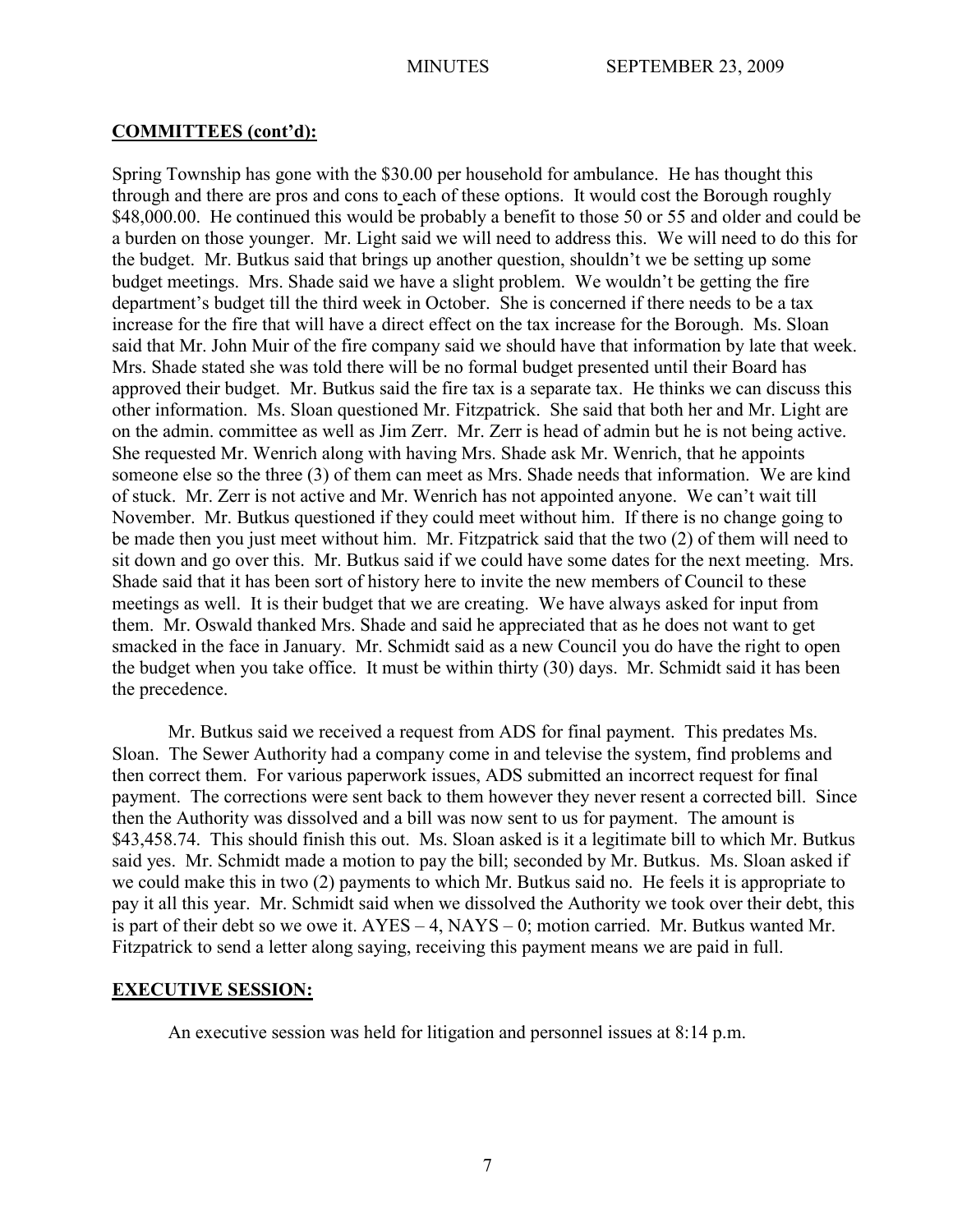## COMMITTEES (cont'd):

Spring Township has gone with the $30.00 per household for ambulance. He has thought this through and there are pros and cons to each of these options. It would cost the Borough roughly $48,000.00. He continued this would be probably a benefit to those 50 or 55 and older and could be a burden on those younger. Mr. Light said we will need to address this. We will need to do this for the budget. Mr. Butkus said that brings up another question, shouldn't we be setting up some budget meetings. Mrs. Shade said we have a slight problem. We wouldn't be getting the fire department's budget till the third week in October. She is concerned if there needs to be a tax increase for the fire that will have a direct effect on the tax increase for the Borough. Ms. Sloan said that Mr. John Muir of the fire company said we should have that information by late that week. Mrs. Shade stated she was told there will be no formal budget presented until their Board has approved their budget. Mr. Butkus said the fire tax is a separate tax. He thinks we can discuss this other information. Ms. Sloan questioned Mr. Fitzpatrick. She said that both her and Mr. Light are on the admin. committee as well as Jim Zerr. Mr. Zerr is head of admin but he is not being active. She requested Mr. Wenrich along with having Mrs. Shade ask Mr. Wenrich, that he appoints someone else so the three (3) of them can meet as Mrs. Shade needs that information. We are kind of stuck. Mr. Zerr is not active and Mr. Wenrich has not appointed anyone. We can't wait till November. Mr. Butkus questioned if they could meet without him. If there is no change going to be made then you just meet without him. Mr. Fitzpatrick said that the two (2) of them will need to sit down and go over this. Mr. Butkus said if we could have some dates for the next meeting. Mrs. Shade said that it has been sort of history here to invite the new members of Council to these meetings as well. It is their budget that we are creating. We have always asked for input from them. Mr. Oswald thanked Mrs. Shade and said he appreciated that as he does not want to get smacked in the face in January. Mr. Schmidt said as a new Council you do have the right to open the budget when you take office. It must be within thirty (30) days. Mr. Schmidt said it has been the precedence.

Mr. Butkus said we received a request from ADS for final payment. This predates Ms. Sloan. The Sewer Authority had a company come in and televise the system, find problems and then correct them. For various paperwork issues, ADS submitted an incorrect request for final payment. The corrections were sent back to them however they never resent a corrected bill. Since then the Authority was dissolved and a bill was now sent to us for payment. The amount is $43,458.74. This should finish this out. Ms. Sloan asked is it a legitimate bill to which Mr. Butkus said yes. Mr. Schmidt made a motion to pay the bill; seconded by Mr. Butkus. Ms. Sloan asked if we could make this in two (2) payments to which Mr. Butkus said no. He feels it is appropriate to pay it all this year. Mr. Schmidt said when we dissolved the Authority we took over their debt, this is part of their debt so we owe it. AYES – 4, NAYS – 0; motion carried. Mr. Butkus wanted Mr. Fitzpatrick to send a letter along saying, receiving this payment means we are paid in full.

## EXECUTIVE SESSION:

An executive session was held for litigation and personnel issues at 8:14 p.m.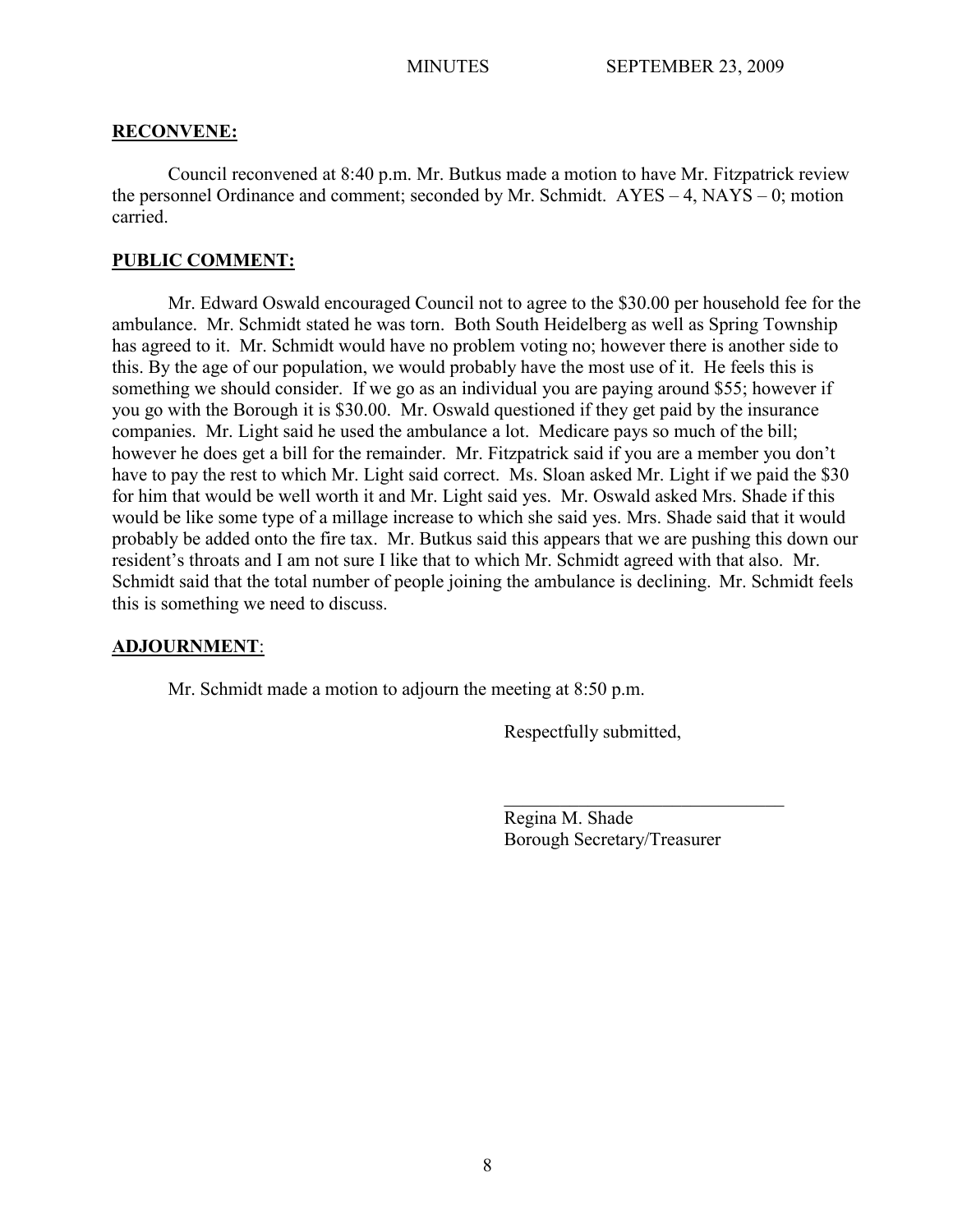## RECONVENE:

Council reconvened at 8:40 p.m. Mr. Butkus made a motion to have Mr. Fitzpatrick review the personnel Ordinance and comment; seconded by Mr. Schmidt. AYES – 4, NAYS – 0; motion carried.

## PUBLIC COMMENT:

Mr. Edward Oswald encouraged Council not to agree to the $30.00 per household fee for the ambulance. Mr. Schmidt stated he was torn. Both South Heidelberg as well as Spring Township has agreed to it. Mr. Schmidt would have no problem voting no; however there is another side to this. By the age of our population, we would probably have the most use of it. He feels this is something we should consider. If we go as an individual you are paying around $55; however if you go with the Borough it is $30.00. Mr. Oswald questioned if they get paid by the insurance companies. Mr. Light said he used the ambulance a lot. Medicare pays so much of the bill; however he does get a bill for the remainder. Mr. Fitzpatrick said if you are a member you don't have to pay the rest to which Mr. Light said correct. Ms. Sloan asked Mr. Light if we paid the $30 for him that would be well worth it and Mr. Light said yes. Mr. Oswald asked Mrs. Shade if this would be like some type of a millage increase to which she said yes. Mrs. Shade said that it would probably be added onto the fire tax. Mr. Butkus said this appears that we are pushing this down our resident's throats and I am not sure I like that to which Mr. Schmidt agreed with that also. Mr. Schmidt said that the total number of people joining the ambulance is declining. Mr. Schmidt feels this is something we need to discuss.

## ADJOURNMENT:

Mr. Schmidt made a motion to adjourn the meeting at 8:50 p.m.

Respectfully submitted,

_______________________________

Regina M. Shade
Borough Secretary/Treasurer